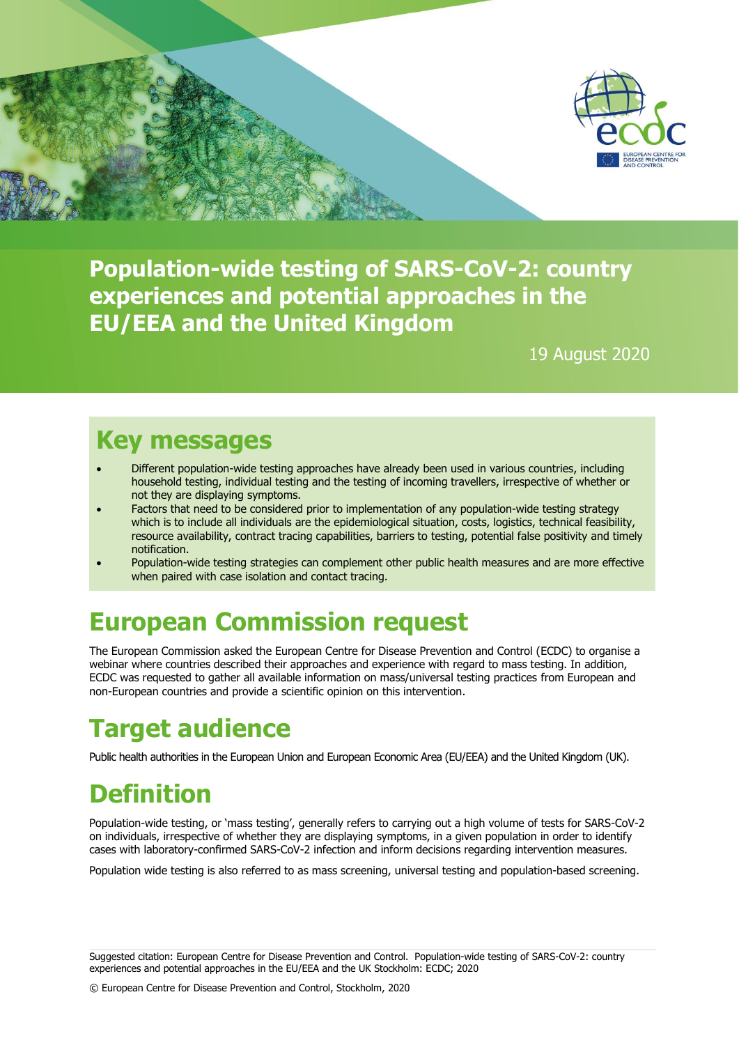# Population-wide testing of SARS-CoV-2: country experiences and potential approaches in the EU/EEA and the United Kingdom

19 August 2020

## Key messages

- Different population-wide testing approaches have already been used in various countries, including household testing, individual testing and the testing of incoming travellers, irrespective of whether or not they are displaying symptoms.
- Factors that need to be considered prior to implementation of any population-wide testing strategy which is to include all individuals are the epidemiological situation, costs, logistics, technical feasibility, resource availability, contract tracing capabilities, barriers to testing, potential false positivity and timely notification.
- Population-wide testing strategies can complement other public health measures and are more effective when paired with case isolation and contact tracing.

## European Commission request

The European Commission asked the European Centre for Disease Prevention and Control (ECDC) to organise a webinar where countries described their approaches and experience with regard to mass testing. In addition, ECDC was requested to gather all available information on mass/universal testing practices from European and non-European countries and provide a scientific opinion on this intervention.

## Target audience

Public health authorities in the European Union and European Economic Area (EU/EEA) and the United Kingdom (UK).

## Definition

Population-wide testing, or 'mass testing', generally refers to carrying out a high volume of tests for SARS-CoV-2 on individuals, irrespective of whether they are displaying symptoms, in a given population in order to identify cases with laboratory-confirmed SARS-CoV-2 infection and inform decisions regarding intervention measures.

Population wide testing is also referred to as mass screening, universal testing and population-based screening.

Suggested citation: European Centre for Disease Prevention and Control. Population-wide testing of SARS-CoV-2: country experiences and potential approaches in the EU/EEA and the UK Stockholm: ECDC; 2020

© European Centre for Disease Prevention and Control, Stockholm, 2020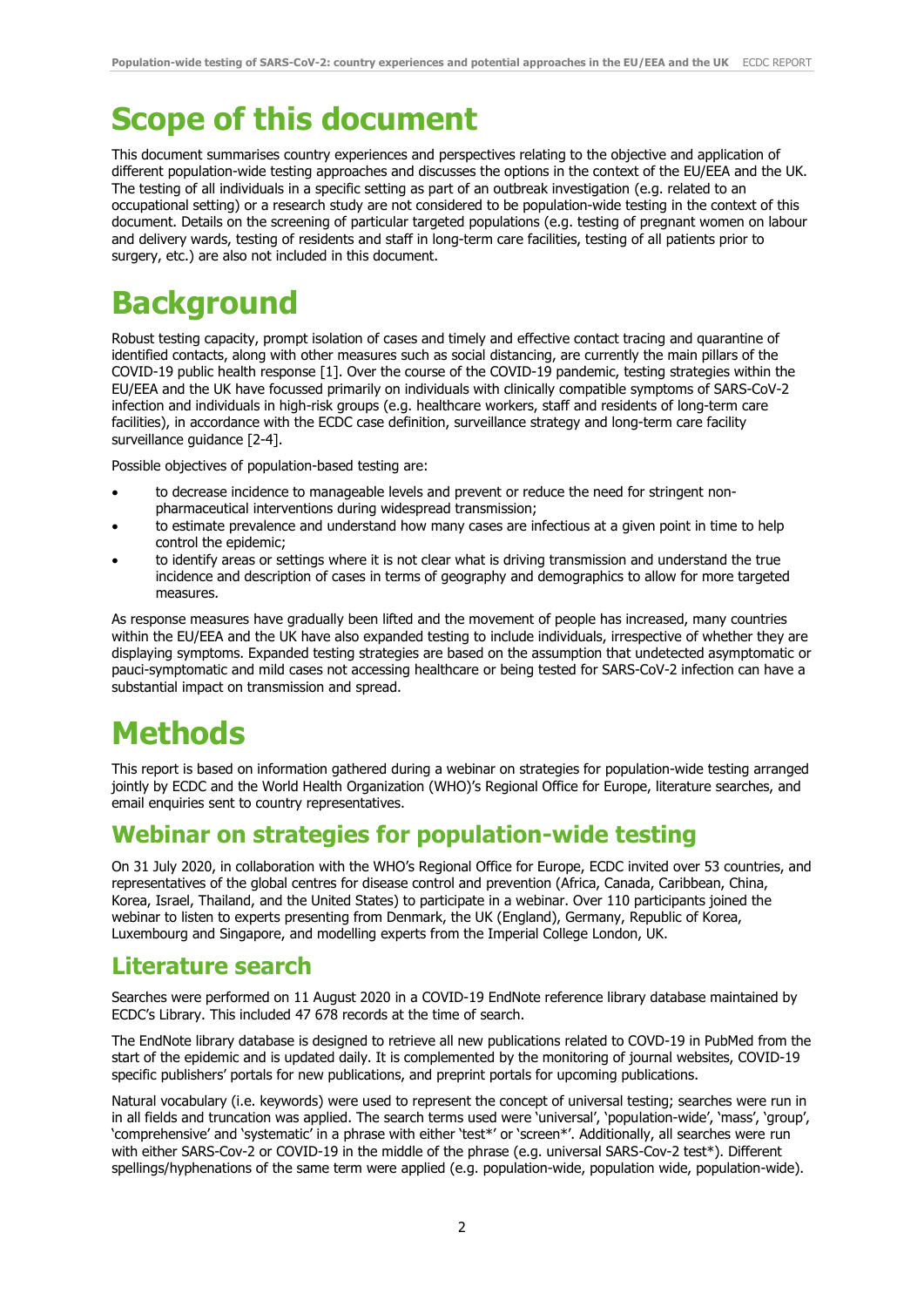# Scope of this document

This document summarises country experiences and perspectives relating to the objective and application of different population-wide testing approaches and discusses the options in the context of the EU/EEA and the UK. The testing of all individuals in a specific setting as part of an outbreak investigation (e.g. related to an occupational setting) or a research study are not considered to be population-wide testing in the context of this document. Details on the screening of particular targeted populations (e.g. testing of pregnant women on labour and delivery wards, testing of residents and staff in long-term care facilities, testing of all patients prior to surgery, etc.) are also not included in this document.

# Background

Robust testing capacity, prompt isolation of cases and timely and effective contact tracing and quarantine of identified contacts, along with other measures such as social distancing, are currently the main pillars of the COVID-19 public health response [1]. Over the course of the COVID-19 pandemic, testing strategies within the EU/EEA and the UK have focussed primarily on individuals with clinically compatible symptoms of SARS-CoV-2 infection and individuals in high-risk groups (e.g. healthcare workers, staff and residents of long-term care facilities), in accordance with the ECDC case definition, surveillance strategy and long-term care facility surveillance guidance [2-4].

Possible objectives of population-based testing are:

- to decrease incidence to manageable levels and prevent or reduce the need for stringent non-pharmaceutical interventions during widespread transmission;
- to estimate prevalence and understand how many cases are infectious at a given point in time to help control the epidemic;
- to identify areas or settings where it is not clear what is driving transmission and understand the true incidence and description of cases in terms of geography and demographics to allow for more targeted measures.

As response measures have gradually been lifted and the movement of people has increased, many countries within the EU/EEA and the UK have also expanded testing to include individuals, irrespective of whether they are displaying symptoms. Expanded testing strategies are based on the assumption that undetected asymptomatic or pauci-symptomatic and mild cases not accessing healthcare or being tested for SARS-CoV-2 infection can have a substantial impact on transmission and spread.

# Methods

This report is based on information gathered during a webinar on strategies for population-wide testing arranged jointly by ECDC and the World Health Organization (WHO)'s Regional Office for Europe, literature searches, and email enquiries sent to country representatives.

## Webinar on strategies for population-wide testing

On 31 July 2020, in collaboration with the WHO's Regional Office for Europe, ECDC invited over 53 countries, and representatives of the global centres for disease control and prevention (Africa, Canada, Caribbean, China, Korea, Israel, Thailand, and the United States) to participate in a webinar. Over 110 participants joined the webinar to listen to experts presenting from Denmark, the UK (England), Germany, Republic of Korea, Luxembourg and Singapore, and modelling experts from the Imperial College London, UK.

## Literature search

Searches were performed on 11 August 2020 in a COVID-19 EndNote reference library database maintained by ECDC's Library. This included 47 678 records at the time of search.

The EndNote library database is designed to retrieve all new publications related to COVD-19 in PubMed from the start of the epidemic and is updated daily. It is complemented by the monitoring of journal websites, COVID-19 specific publishers' portals for new publications, and preprint portals for upcoming publications.

Natural vocabulary (i.e. keywords) were used to represent the concept of universal testing; searches were run in in all fields and truncation was applied. The search terms used were 'universal', 'population-wide', 'mass', 'group', 'comprehensive' and 'systematic' in a phrase with either 'test*' or 'screen*'. Additionally, all searches were run with either SARS-Cov-2 or COVID-19 in the middle of the phrase (e.g. universal SARS-Cov-2 test*). Different spellings/hyphenations of the same term were applied (e.g. population-wide, population wide, population-wide).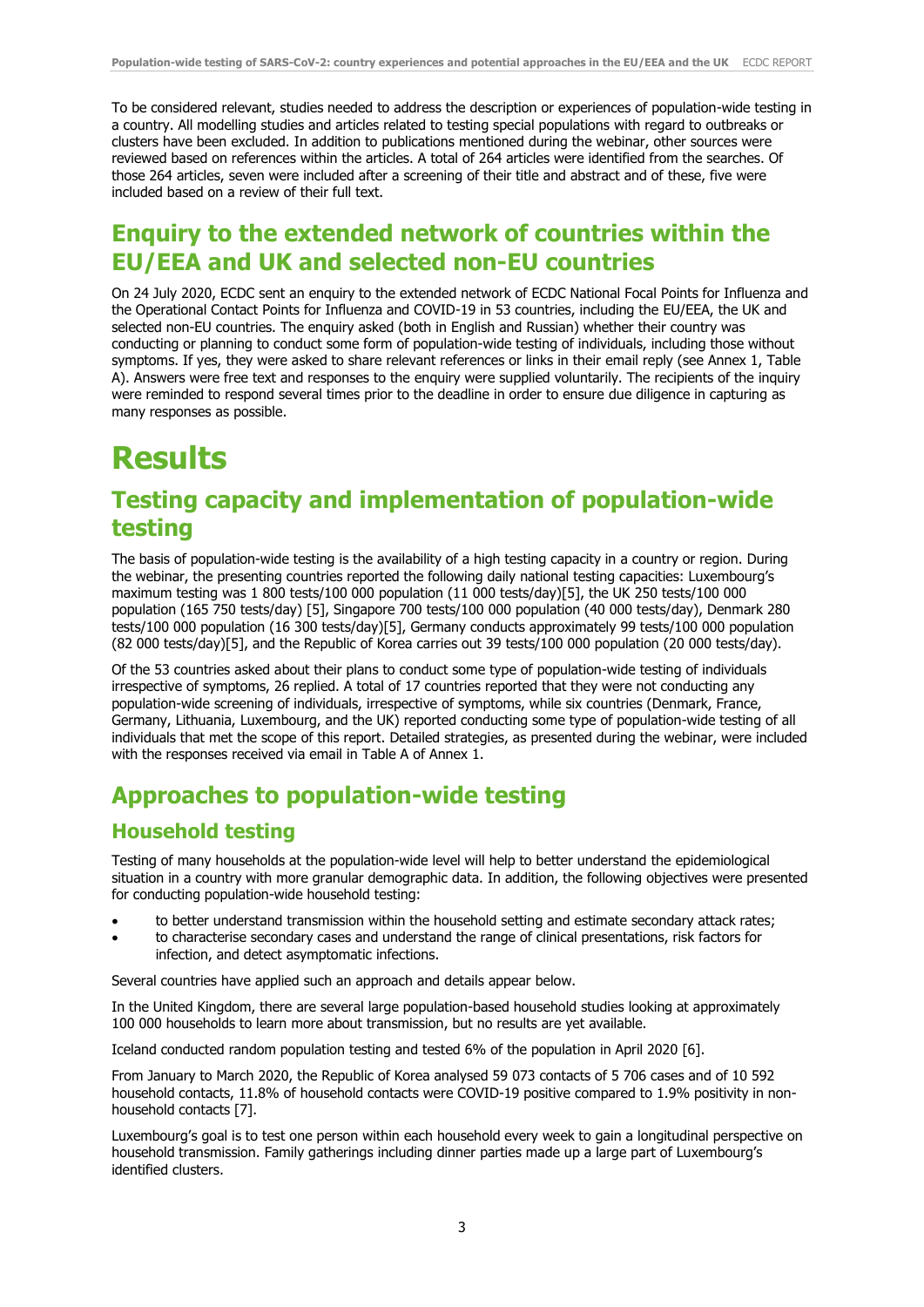To be considered relevant, studies needed to address the description or experiences of population-wide testing in a country. All modelling studies and articles related to testing special populations with regard to outbreaks or clusters have been excluded. In addition to publications mentioned during the webinar, other sources were reviewed based on references within the articles. A total of 264 articles were identified from the searches. Of those 264 articles, seven were included after a screening of their title and abstract and of these, five were included based on a review of their full text.

## Enquiry to the extended network of countries within the EU/EEA and UK and selected non-EU countries

On 24 July 2020, ECDC sent an enquiry to the extended network of ECDC National Focal Points for Influenza and the Operational Contact Points for Influenza and COVID-19 in 53 countries, including the EU/EEA, the UK and selected non-EU countries. The enquiry asked (both in English and Russian) whether their country was conducting or planning to conduct some form of population-wide testing of individuals, including those without symptoms. If yes, they were asked to share relevant references or links in their email reply (see Annex 1, Table A). Answers were free text and responses to the enquiry were supplied voluntarily. The recipients of the inquiry were reminded to respond several times prior to the deadline in order to ensure due diligence in capturing as many responses as possible.

# Results

## Testing capacity and implementation of population-wide testing

The basis of population-wide testing is the availability of a high testing capacity in a country or region. During the webinar, the presenting countries reported the following daily national testing capacities: Luxembourg's maximum testing was 1 800 tests/100 000 population (11 000 tests/day)[5], the UK 250 tests/100 000 population (165 750 tests/day) [5], Singapore 700 tests/100 000 population (40 000 tests/day), Denmark 280 tests/100 000 population (16 300 tests/day)[5], Germany conducts approximately 99 tests/100 000 population (82 000 tests/day)[5], and the Republic of Korea carries out 39 tests/100 000 population (20 000 tests/day).

Of the 53 countries asked about their plans to conduct some type of population-wide testing of individuals irrespective of symptoms, 26 replied. A total of 17 countries reported that they were not conducting any population-wide screening of individuals, irrespective of symptoms, while six countries (Denmark, France, Germany, Lithuania, Luxembourg, and the UK) reported conducting some type of population-wide testing of all individuals that met the scope of this report. Detailed strategies, as presented during the webinar, were included with the responses received via email in Table A of Annex 1.

## Approaches to population-wide testing

### Household testing

Testing of many households at the population-wide level will help to better understand the epidemiological situation in a country with more granular demographic data. In addition, the following objectives were presented for conducting population-wide household testing:

- to better understand transmission within the household setting and estimate secondary attack rates;
- to characterise secondary cases and understand the range of clinical presentations, risk factors for infection, and detect asymptomatic infections.

Several countries have applied such an approach and details appear below.

In the United Kingdom, there are several large population-based household studies looking at approximately 100 000 households to learn more about transmission, but no results are yet available.

Iceland conducted random population testing and tested 6% of the population in April 2020 [6].

From January to March 2020, the Republic of Korea analysed 59 073 contacts of 5 706 cases and of 10 592 household contacts, 11.8% of household contacts were COVID-19 positive compared to 1.9% positivity in non-household contacts [7].

Luxembourg's goal is to test one person within each household every week to gain a longitudinal perspective on household transmission. Family gatherings including dinner parties made up a large part of Luxembourg's identified clusters.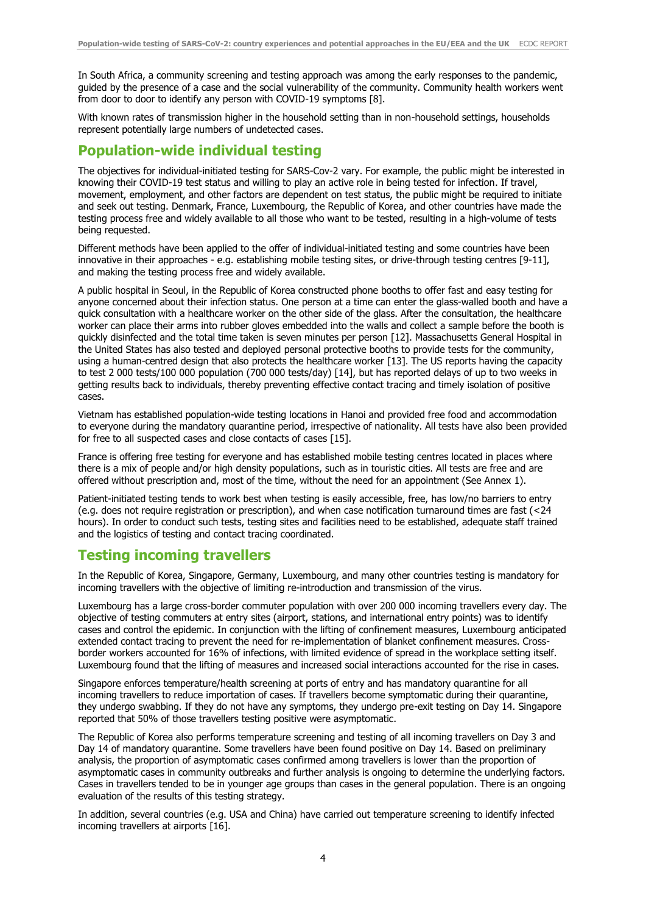In South Africa, a community screening and testing approach was among the early responses to the pandemic, guided by the presence of a case and the social vulnerability of the community. Community health workers went from door to door to identify any person with COVID-19 symptoms [8].

With known rates of transmission higher in the household setting than in non-household settings, households represent potentially large numbers of undetected cases.

## Population-wide individual testing

The objectives for individual-initiated testing for SARS-Cov-2 vary. For example, the public might be interested in knowing their COVID-19 test status and willing to play an active role in being tested for infection. If travel, movement, employment, and other factors are dependent on test status, the public might be required to initiate and seek out testing. Denmark, France, Luxembourg, the Republic of Korea, and other countries have made the testing process free and widely available to all those who want to be tested, resulting in a high-volume of tests being requested.

Different methods have been applied to the offer of individual-initiated testing and some countries have been innovative in their approaches - e.g. establishing mobile testing sites, or drive-through testing centres [9-11], and making the testing process free and widely available.

A public hospital in Seoul, in the Republic of Korea constructed phone booths to offer fast and easy testing for anyone concerned about their infection status. One person at a time can enter the glass-walled booth and have a quick consultation with a healthcare worker on the other side of the glass. After the consultation, the healthcare worker can place their arms into rubber gloves embedded into the walls and collect a sample before the booth is quickly disinfected and the total time taken is seven minutes per person [12]. Massachusetts General Hospital in the United States has also tested and deployed personal protective booths to provide tests for the community, using a human-centred design that also protects the healthcare worker [13]. The US reports having the capacity to test 2 000 tests/100 000 population (700 000 tests/day) [14], but has reported delays of up to two weeks in getting results back to individuals, thereby preventing effective contact tracing and timely isolation of positive cases.

Vietnam has established population-wide testing locations in Hanoi and provided free food and accommodation to everyone during the mandatory quarantine period, irrespective of nationality. All tests have also been provided for free to all suspected cases and close contacts of cases [15].

France is offering free testing for everyone and has established mobile testing centres located in places where there is a mix of people and/or high density populations, such as in touristic cities. All tests are free and are offered without prescription and, most of the time, without the need for an appointment (See Annex 1).

Patient-initiated testing tends to work best when testing is easily accessible, free, has low/no barriers to entry (e.g. does not require registration or prescription), and when case notification turnaround times are fast (<24 hours). In order to conduct such tests, testing sites and facilities need to be established, adequate staff trained and the logistics of testing and contact tracing coordinated.

## Testing incoming travellers

In the Republic of Korea, Singapore, Germany, Luxembourg, and many other countries testing is mandatory for incoming travellers with the objective of limiting re-introduction and transmission of the virus.

Luxembourg has a large cross-border commuter population with over 200 000 incoming travellers every day. The objective of testing commuters at entry sites (airport, stations, and international entry points) was to identify cases and control the epidemic. In conjunction with the lifting of confinement measures, Luxembourg anticipated extended contact tracing to prevent the need for re-implementation of blanket confinement measures. Cross-border workers accounted for 16% of infections, with limited evidence of spread in the workplace setting itself. Luxembourg found that the lifting of measures and increased social interactions accounted for the rise in cases.

Singapore enforces temperature/health screening at ports of entry and has mandatory quarantine for all incoming travellers to reduce importation of cases. If travellers become symptomatic during their quarantine, they undergo swabbing. If they do not have any symptoms, they undergo pre-exit testing on Day 14. Singapore reported that 50% of those travellers testing positive were asymptomatic.

The Republic of Korea also performs temperature screening and testing of all incoming travellers on Day 3 and Day 14 of mandatory quarantine. Some travellers have been found positive on Day 14. Based on preliminary analysis, the proportion of asymptomatic cases confirmed among travellers is lower than the proportion of asymptomatic cases in community outbreaks and further analysis is ongoing to determine the underlying factors. Cases in travellers tended to be in younger age groups than cases in the general population. There is an ongoing evaluation of the results of this testing strategy.

In addition, several countries (e.g. USA and China) have carried out temperature screening to identify infected incoming travellers at airports [16].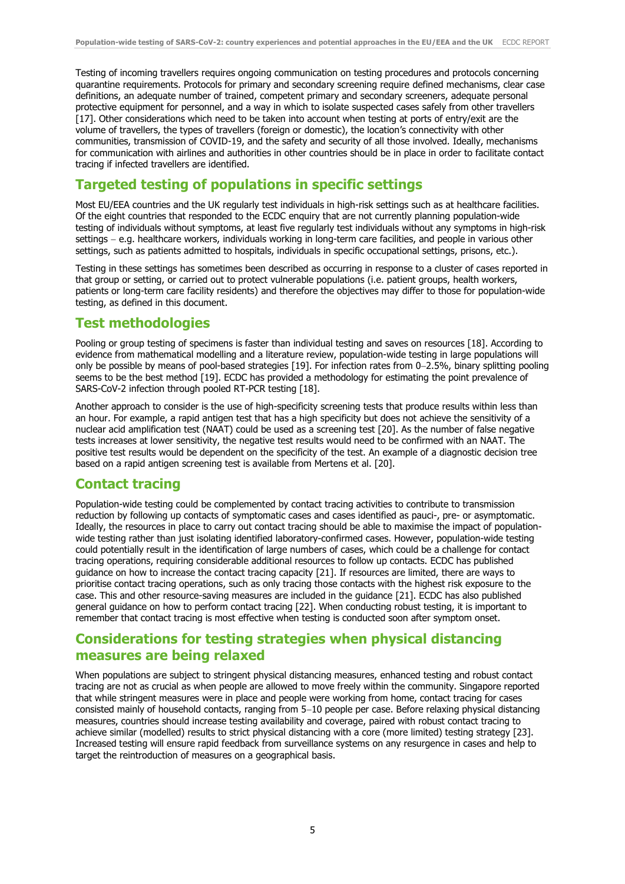Testing of incoming travellers requires ongoing communication on testing procedures and protocols concerning quarantine requirements. Protocols for primary and secondary screening require defined mechanisms, clear case definitions, an adequate number of trained, competent primary and secondary screeners, adequate personal protective equipment for personnel, and a way in which to isolate suspected cases safely from other travellers [17]. Other considerations which need to be taken into account when testing at ports of entry/exit are the volume of travellers, the types of travellers (foreign or domestic), the location's connectivity with other communities, transmission of COVID-19, and the safety and security of all those involved. Ideally, mechanisms for communication with airlines and authorities in other countries should be in place in order to facilitate contact tracing if infected travellers are identified.

## Targeted testing of populations in specific settings

Most EU/EEA countries and the UK regularly test individuals in high-risk settings such as at healthcare facilities. Of the eight countries that responded to the ECDC enquiry that are not currently planning population-wide testing of individuals without symptoms, at least five regularly test individuals without any symptoms in high-risk settings – e.g. healthcare workers, individuals working in long-term care facilities, and people in various other settings, such as patients admitted to hospitals, individuals in specific occupational settings, prisons, etc.).

Testing in these settings has sometimes been described as occurring in response to a cluster of cases reported in that group or setting, or carried out to protect vulnerable populations (i.e. patient groups, health workers, patients or long-term care facility residents) and therefore the objectives may differ to those for population-wide testing, as defined in this document.

## Test methodologies

Pooling or group testing of specimens is faster than individual testing and saves on resources [18]. According to evidence from mathematical modelling and a literature review, population-wide testing in large populations will only be possible by means of pool-based strategies [19]. For infection rates from 0–2.5%, binary splitting pooling seems to be the best method [19]. ECDC has provided a methodology for estimating the point prevalence of SARS-CoV-2 infection through pooled RT-PCR testing [18].

Another approach to consider is the use of high-specificity screening tests that produce results within less than an hour. For example, a rapid antigen test that has a high specificity but does not achieve the sensitivity of a nuclear acid amplification test (NAAT) could be used as a screening test [20]. As the number of false negative tests increases at lower sensitivity, the negative test results would need to be confirmed with an NAAT. The positive test results would be dependent on the specificity of the test. An example of a diagnostic decision tree based on a rapid antigen screening test is available from Mertens et al. [20].

## Contact tracing

Population-wide testing could be complemented by contact tracing activities to contribute to transmission reduction by following up contacts of symptomatic cases and cases identified as pauci-, pre- or asymptomatic. Ideally, the resources in place to carry out contact tracing should be able to maximise the impact of population-wide testing rather than just isolating identified laboratory-confirmed cases. However, population-wide testing could potentially result in the identification of large numbers of cases, which could be a challenge for contact tracing operations, requiring considerable additional resources to follow up contacts. ECDC has published guidance on how to increase the contact tracing capacity [21]. If resources are limited, there are ways to prioritise contact tracing operations, such as only tracing those contacts with the highest risk exposure to the case. This and other resource-saving measures are included in the guidance [21]. ECDC has also published general guidance on how to perform contact tracing [22]. When conducting robust testing, it is important to remember that contact tracing is most effective when testing is conducted soon after symptom onset.

## Considerations for testing strategies when physical distancing measures are being relaxed

When populations are subject to stringent physical distancing measures, enhanced testing and robust contact tracing are not as crucial as when people are allowed to move freely within the community. Singapore reported that while stringent measures were in place and people were working from home, contact tracing for cases consisted mainly of household contacts, ranging from 5–10 people per case. Before relaxing physical distancing measures, countries should increase testing availability and coverage, paired with robust contact tracing to achieve similar (modelled) results to strict physical distancing with a core (more limited) testing strategy [23]. Increased testing will ensure rapid feedback from surveillance systems on any resurgence in cases and help to target the reintroduction of measures on a geographical basis.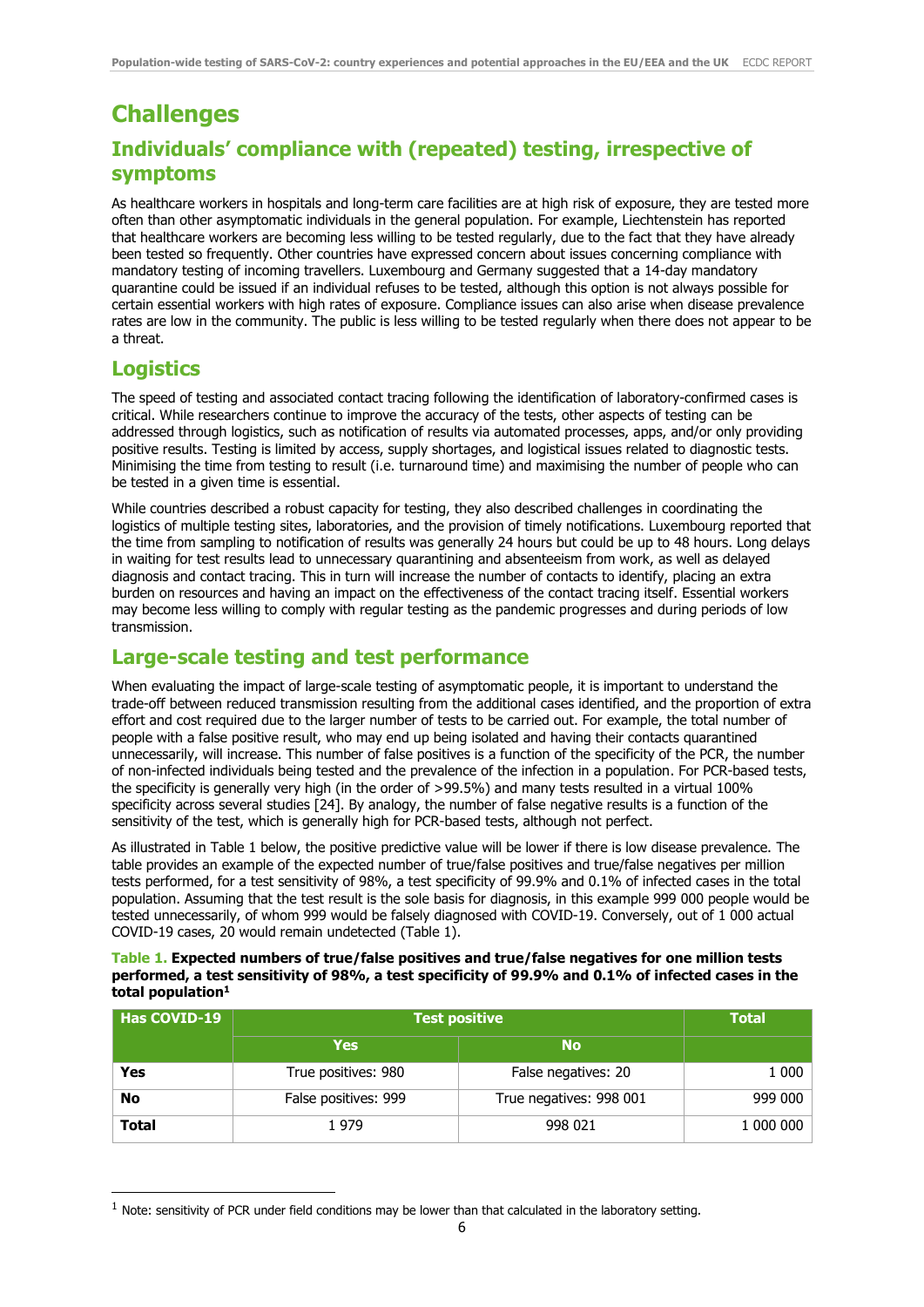# Challenges

## Individuals' compliance with (repeated) testing, irrespective of symptoms

As healthcare workers in hospitals and long-term care facilities are at high risk of exposure, they are tested more often than other asymptomatic individuals in the general population. For example, Liechtenstein has reported that healthcare workers are becoming less willing to be tested regularly, due to the fact that they have already been tested so frequently. Other countries have expressed concern about issues concerning compliance with mandatory testing of incoming travellers. Luxembourg and Germany suggested that a 14-day mandatory quarantine could be issued if an individual refuses to be tested, although this option is not always possible for certain essential workers with high rates of exposure. Compliance issues can also arise when disease prevalence rates are low in the community. The public is less willing to be tested regularly when there does not appear to be a threat.

## Logistics

The speed of testing and associated contact tracing following the identification of laboratory-confirmed cases is critical. While researchers continue to improve the accuracy of the tests, other aspects of testing can be addressed through logistics, such as notification of results via automated processes, apps, and/or only providing positive results. Testing is limited by access, supply shortages, and logistical issues related to diagnostic tests. Minimising the time from testing to result (i.e. turnaround time) and maximising the number of people who can be tested in a given time is essential.

While countries described a robust capacity for testing, they also described challenges in coordinating the logistics of multiple testing sites, laboratories, and the provision of timely notifications. Luxembourg reported that the time from sampling to notification of results was generally 24 hours but could be up to 48 hours. Long delays in waiting for test results lead to unnecessary quarantining and absenteeism from work, as well as delayed diagnosis and contact tracing. This in turn will increase the number of contacts to identify, placing an extra burden on resources and having an impact on the effectiveness of the contact tracing itself. Essential workers may become less willing to comply with regular testing as the pandemic progresses and during periods of low transmission.

## Large-scale testing and test performance

When evaluating the impact of large-scale testing of asymptomatic people, it is important to understand the trade-off between reduced transmission resulting from the additional cases identified, and the proportion of extra effort and cost required due to the larger number of tests to be carried out. For example, the total number of people with a false positive result, who may end up being isolated and having their contacts quarantined unnecessarily, will increase. This number of false positives is a function of the specificity of the PCR, the number of non-infected individuals being tested and the prevalence of the infection in a population. For PCR-based tests, the specificity is generally very high (in the order of >99.5%) and many tests resulted in a virtual 100% specificity across several studies [24]. By analogy, the number of false negative results is a function of the sensitivity of the test, which is generally high for PCR-based tests, although not perfect.

As illustrated in Table 1 below, the positive predictive value will be lower if there is low disease prevalence. The table provides an example of the expected number of true/false positives and true/false negatives per million tests performed, for a test sensitivity of 98%, a test specificity of 99.9% and 0.1% of infected cases in the total population. Assuming that the test result is the sole basis for diagnosis, in this example 999 000 people would be tested unnecessarily, of whom 999 would be falsely diagnosed with COVID-19. Conversely, out of 1 000 actual COVID-19 cases, 20 would remain undetected (Table 1).

**Table 1. Expected numbers of true/false positives and true/false negatives for one million tests performed, a test sensitivity of 98%, a test specificity of 99.9% and 0.1% of infected cases in the total population**[1]

| Has COVID-19 | Test positive | | Total |
|---|---|---|---|
| | Yes | No | |
| **Yes** | True positives: 980 | False negatives: 20 | 1 000 |
| **No** | False positives: 999 | True negatives: 998 001 | 999 000 |
| **Total** | 1 979 | 998 021 | 1 000 000 |

[1] Note: sensitivity of PCR under field conditions may be lower than that calculated in the laboratory setting.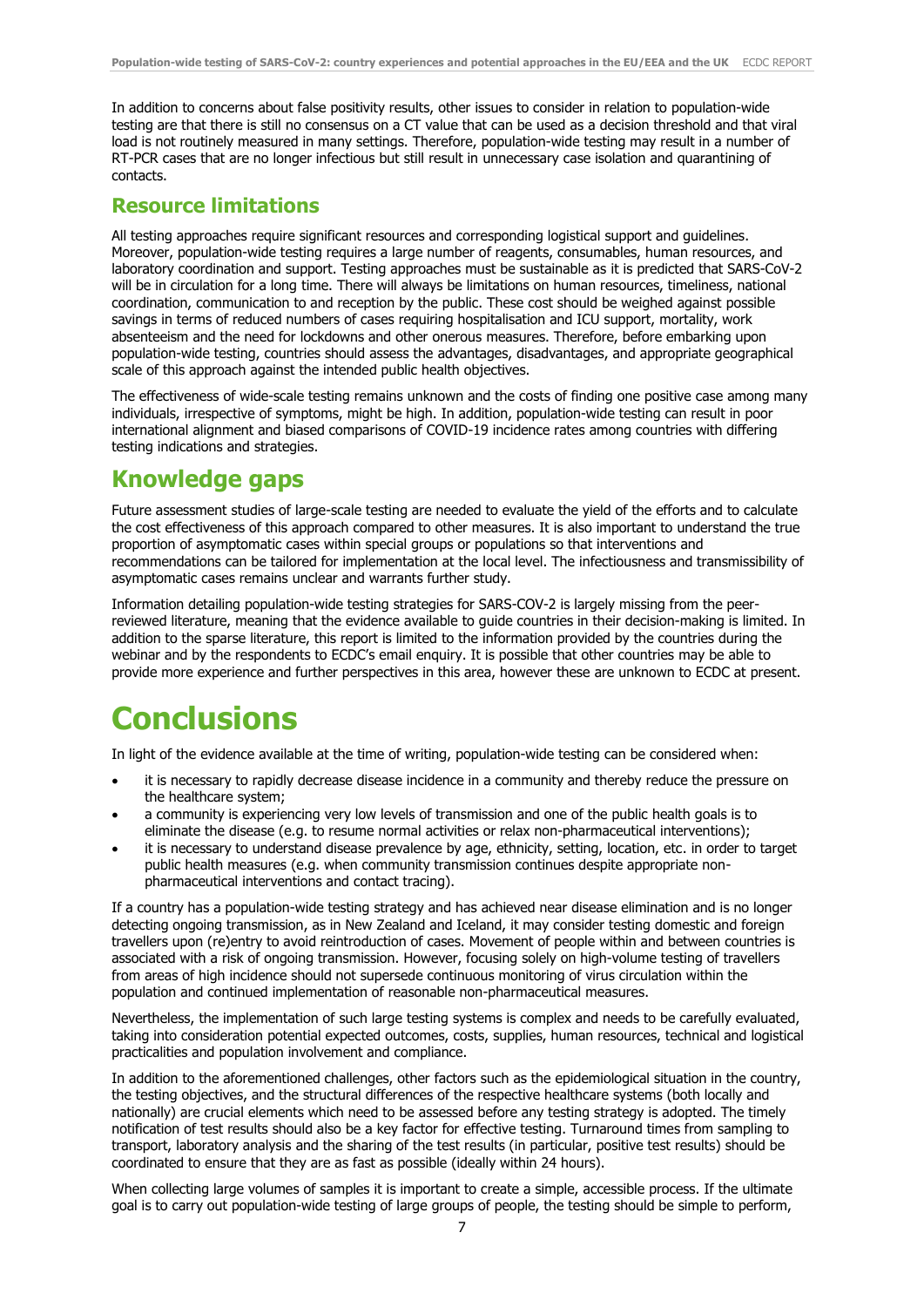In addition to concerns about false positivity results, other issues to consider in relation to population-wide testing are that there is still no consensus on a CT value that can be used as a decision threshold and that viral load is not routinely measured in many settings. Therefore, population-wide testing may result in a number of RT-PCR cases that are no longer infectious but still result in unnecessary case isolation and quarantining of contacts.

## Resource limitations

All testing approaches require significant resources and corresponding logistical support and guidelines. Moreover, population-wide testing requires a large number of reagents, consumables, human resources, and laboratory coordination and support. Testing approaches must be sustainable as it is predicted that SARS-CoV-2 will be in circulation for a long time. There will always be limitations on human resources, timeliness, national coordination, communication to and reception by the public. These cost should be weighed against possible savings in terms of reduced numbers of cases requiring hospitalisation and ICU support, mortality, work absenteeism and the need for lockdowns and other onerous measures. Therefore, before embarking upon population-wide testing, countries should assess the advantages, disadvantages, and appropriate geographical scale of this approach against the intended public health objectives.

The effectiveness of wide-scale testing remains unknown and the costs of finding one positive case among many individuals, irrespective of symptoms, might be high. In addition, population-wide testing can result in poor international alignment and biased comparisons of COVID-19 incidence rates among countries with differing testing indications and strategies.

## Knowledge gaps

Future assessment studies of large-scale testing are needed to evaluate the yield of the efforts and to calculate the cost effectiveness of this approach compared to other measures. It is also important to understand the true proportion of asymptomatic cases within special groups or populations so that interventions and recommendations can be tailored for implementation at the local level. The infectiousness and transmissibility of asymptomatic cases remains unclear and warrants further study.

Information detailing population-wide testing strategies for SARS-COV-2 is largely missing from the peer-reviewed literature, meaning that the evidence available to guide countries in their decision-making is limited. In addition to the sparse literature, this report is limited to the information provided by the countries during the webinar and by the respondents to ECDC's email enquiry. It is possible that other countries may be able to provide more experience and further perspectives in this area, however these are unknown to ECDC at present.

# Conclusions

In light of the evidence available at the time of writing, population-wide testing can be considered when:

- it is necessary to rapidly decrease disease incidence in a community and thereby reduce the pressure on the healthcare system;
- a community is experiencing very low levels of transmission and one of the public health goals is to eliminate the disease (e.g. to resume normal activities or relax non-pharmaceutical interventions);
- it is necessary to understand disease prevalence by age, ethnicity, setting, location, etc. in order to target public health measures (e.g. when community transmission continues despite appropriate non-pharmaceutical interventions and contact tracing).

If a country has a population-wide testing strategy and has achieved near disease elimination and is no longer detecting ongoing transmission, as in New Zealand and Iceland, it may consider testing domestic and foreign travellers upon (re)entry to avoid reintroduction of cases. Movement of people within and between countries is associated with a risk of ongoing transmission. However, focusing solely on high-volume testing of travellers from areas of high incidence should not supersede continuous monitoring of virus circulation within the population and continued implementation of reasonable non-pharmaceutical measures.

Nevertheless, the implementation of such large testing systems is complex and needs to be carefully evaluated, taking into consideration potential expected outcomes, costs, supplies, human resources, technical and logistical practicalities and population involvement and compliance.

In addition to the aforementioned challenges, other factors such as the epidemiological situation in the country, the testing objectives, and the structural differences of the respective healthcare systems (both locally and nationally) are crucial elements which need to be assessed before any testing strategy is adopted. The timely notification of test results should also be a key factor for effective testing. Turnaround times from sampling to transport, laboratory analysis and the sharing of the test results (in particular, positive test results) should be coordinated to ensure that they are as fast as possible (ideally within 24 hours).

When collecting large volumes of samples it is important to create a simple, accessible process. If the ultimate goal is to carry out population-wide testing of large groups of people, the testing should be simple to perform,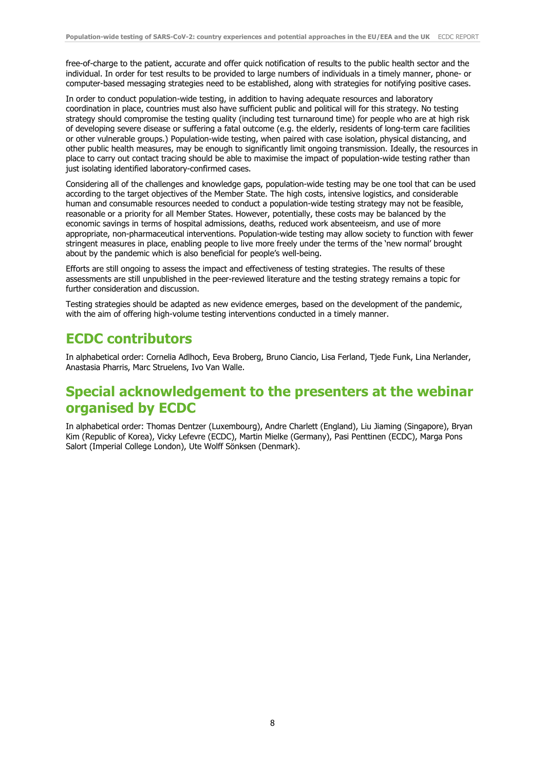free-of-charge to the patient, accurate and offer quick notification of results to the public health sector and the individual. In order for test results to be provided to large numbers of individuals in a timely manner, phone- or computer-based messaging strategies need to be established, along with strategies for notifying positive cases.

In order to conduct population-wide testing, in addition to having adequate resources and laboratory coordination in place, countries must also have sufficient public and political will for this strategy. No testing strategy should compromise the testing quality (including test turnaround time) for people who are at high risk of developing severe disease or suffering a fatal outcome (e.g. the elderly, residents of long-term care facilities or other vulnerable groups.) Population-wide testing, when paired with case isolation, physical distancing, and other public health measures, may be enough to significantly limit ongoing transmission. Ideally, the resources in place to carry out contact tracing should be able to maximise the impact of population-wide testing rather than just isolating identified laboratory-confirmed cases.

Considering all of the challenges and knowledge gaps, population-wide testing may be one tool that can be used according to the target objectives of the Member State. The high costs, intensive logistics, and considerable human and consumable resources needed to conduct a population-wide testing strategy may not be feasible, reasonable or a priority for all Member States. However, potentially, these costs may be balanced by the economic savings in terms of hospital admissions, deaths, reduced work absenteeism, and use of more appropriate, non-pharmaceutical interventions. Population-wide testing may allow society to function with fewer stringent measures in place, enabling people to live more freely under the terms of the 'new normal' brought about by the pandemic which is also beneficial for people's well-being.

Efforts are still ongoing to assess the impact and effectiveness of testing strategies. The results of these assessments are still unpublished in the peer-reviewed literature and the testing strategy remains a topic for further consideration and discussion.

Testing strategies should be adapted as new evidence emerges, based on the development of the pandemic, with the aim of offering high-volume testing interventions conducted in a timely manner.

## ECDC contributors

In alphabetical order: Cornelia Adlhoch, Eeva Broberg, Bruno Ciancio, Lisa Ferland, Tjede Funk, Lina Nerlander, Anastasia Pharris, Marc Struelens, Ivo Van Walle.

## Special acknowledgement to the presenters at the webinar organised by ECDC

In alphabetical order: Thomas Dentzer (Luxembourg), Andre Charlett (England), Liu Jiaming (Singapore), Bryan Kim (Republic of Korea), Vicky Lefevre (ECDC), Martin Mielke (Germany), Pasi Penttinen (ECDC), Marga Pons Salort (Imperial College London), Ute Wolff Sönksen (Denmark).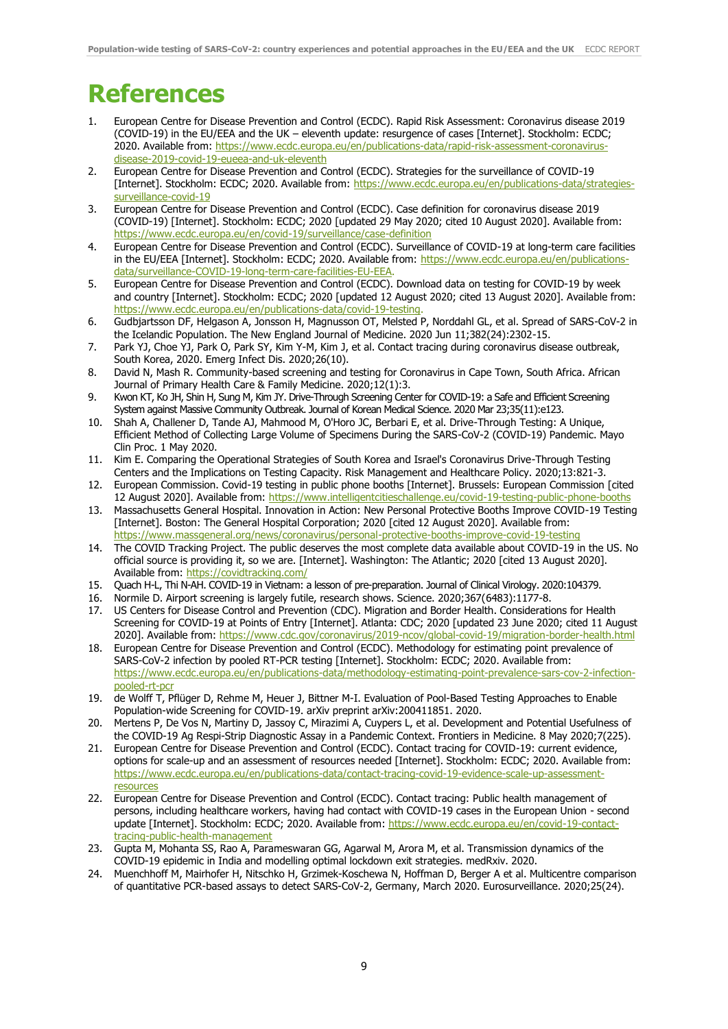# References

1. European Centre for Disease Prevention and Control (ECDC). Rapid Risk Assessment: Coronavirus disease 2019 (COVID-19) in the EU/EEA and the UK – eleventh update: resurgence of cases [Internet]. Stockholm: ECDC; 2020. Available from: https://www.ecdc.europa.eu/en/publications-data/rapid-risk-assessment-coronavirus-disease-2019-covid-19-eueea-and-uk-eleventh
2. European Centre for Disease Prevention and Control (ECDC). Strategies for the surveillance of COVID-19 [Internet]. Stockholm: ECDC; 2020. Available from: https://www.ecdc.europa.eu/en/publications-data/strategies-surveillance-covid-19
3. European Centre for Disease Prevention and Control (ECDC). Case definition for coronavirus disease 2019 (COVID-19) [Internet]. Stockholm: ECDC; 2020 [updated 29 May 2020; cited 10 August 2020]. Available from: https://www.ecdc.europa.eu/en/covid-19/surveillance/case-definition
4. European Centre for Disease Prevention and Control (ECDC). Surveillance of COVID-19 at long-term care facilities in the EU/EEA [Internet]. Stockholm: ECDC; 2020. Available from: https://www.ecdc.europa.eu/en/publications-data/surveillance-COVID-19-long-term-care-facilities-EU-EEA.
5. European Centre for Disease Prevention and Control (ECDC). Download data on testing for COVID-19 by week and country [Internet]. Stockholm: ECDC; 2020 [updated 12 August 2020; cited 13 August 2020]. Available from: https://www.ecdc.europa.eu/en/publications-data/covid-19-testing.
6. Gudbjartsson DF, Helgason A, Jonsson H, Magnusson OT, Melsted P, Norddahl GL, et al. Spread of SARS-CoV-2 in the Icelandic Population. The New England Journal of Medicine. 2020 Jun 11;382(24):2302-15.
7. Park YJ, Choe YJ, Park O, Park SY, Kim Y-M, Kim J, et al. Contact tracing during coronavirus disease outbreak, South Korea, 2020. Emerg Infect Dis. 2020;26(10).
8. David N, Mash R. Community-based screening and testing for Coronavirus in Cape Town, South Africa. African Journal of Primary Health Care & Family Medicine. 2020;12(1):3.
9. Kwon KT, Ko JH, Shin H, Sung M, Kim JY. Drive-Through Screening Center for COVID-19: a Safe and Efficient Screening System against Massive Community Outbreak. Journal of Korean Medical Science. 2020 Mar 23;35(11):e123.
10. Shah A, Challener D, Tande AJ, Mahmood M, O'Horo JC, Berbari E, et al. Drive-Through Testing: A Unique, Efficient Method of Collecting Large Volume of Specimens During the SARS-CoV-2 (COVID-19) Pandemic. Mayo Clin Proc. 1 May 2020.
11. Kim E. Comparing the Operational Strategies of South Korea and Israel's Coronavirus Drive-Through Testing Centers and the Implications on Testing Capacity. Risk Management and Healthcare Policy. 2020;13:821-3.
12. European Commission. Covid-19 testing in public phone booths [Internet]. Brussels: European Commission [cited 12 August 2020]. Available from: https://www.intelligentcitieschallenge.eu/covid-19-testing-public-phone-booths
13. Massachusetts General Hospital. Innovation in Action: New Personal Protective Booths Improve COVID-19 Testing [Internet]. Boston: The General Hospital Corporation; 2020 [cited 12 August 2020]. Available from: https://www.massgeneral.org/news/coronavirus/personal-protective-booths-improve-covid-19-testing
14. The COVID Tracking Project. The public deserves the most complete data available about COVID-19 in the US. No official source is providing it, so we are. [Internet]. Washington: The Atlantic; 2020 [cited 13 August 2020]. Available from: https://covidtracking.com/
15. Quach H-L, Thi N-AH. COVID-19 in Vietnam: a lesson of pre-preparation. Journal of Clinical Virology. 2020:104379.
16. Normile D. Airport screening is largely futile, research shows. Science. 2020;367(6483):1177-8.
17. US Centers for Disease Control and Prevention (CDC). Migration and Border Health. Considerations for Health Screening for COVID-19 at Points of Entry [Internet]. Atlanta: CDC; 2020 [updated 23 June 2020; cited 11 August 2020]. Available from: https://www.cdc.gov/coronavirus/2019-ncov/global-covid-19/migration-border-health.html
18. European Centre for Disease Prevention and Control (ECDC). Methodology for estimating point prevalence of SARS-CoV-2 infection by pooled RT-PCR testing [Internet]. Stockholm: ECDC; 2020. Available from: https://www.ecdc.europa.eu/en/publications-data/methodology-estimating-point-prevalence-sars-cov-2-infection-pooled-rt-pcr
19. de Wolff T, Pflüger D, Rehme M, Heuer J, Bittner M-I. Evaluation of Pool-Based Testing Approaches to Enable Population-wide Screening for COVID-19. arXiv preprint arXiv:200411851. 2020.
20. Mertens P, De Vos N, Martiny D, Jassoy C, Mirazimi A, Cuypers L, et al. Development and Potential Usefulness of the COVID-19 Ag Respi-Strip Diagnostic Assay in a Pandemic Context. Frontiers in Medicine. 8 May 2020;7(225).
21. European Centre for Disease Prevention and Control (ECDC). Contact tracing for COVID-19: current evidence, options for scale-up and an assessment of resources needed [Internet]. Stockholm: ECDC; 2020. Available from: https://www.ecdc.europa.eu/en/publications-data/contact-tracing-covid-19-evidence-scale-up-assessment-resources
22. European Centre for Disease Prevention and Control (ECDC). Contact tracing: Public health management of persons, including healthcare workers, having had contact with COVID-19 cases in the European Union - second update [Internet]. Stockholm: ECDC; 2020. Available from: https://www.ecdc.europa.eu/en/covid-19-contact-tracing-public-health-management
23. Gupta M, Mohanta SS, Rao A, Parameswaran GG, Agarwal M, Arora M, et al. Transmission dynamics of the COVID-19 epidemic in India and modelling optimal lockdown exit strategies. medRxiv. 2020.
24. Muenchhoff M, Mairhofer H, Nitschko H, Grzimek-Koschewa N, Hoffman D, Berger A et al. Multicentre comparison of quantitative PCR-based assays to detect SARS-CoV-2, Germany, March 2020. Eurosurveillance. 2020;25(24).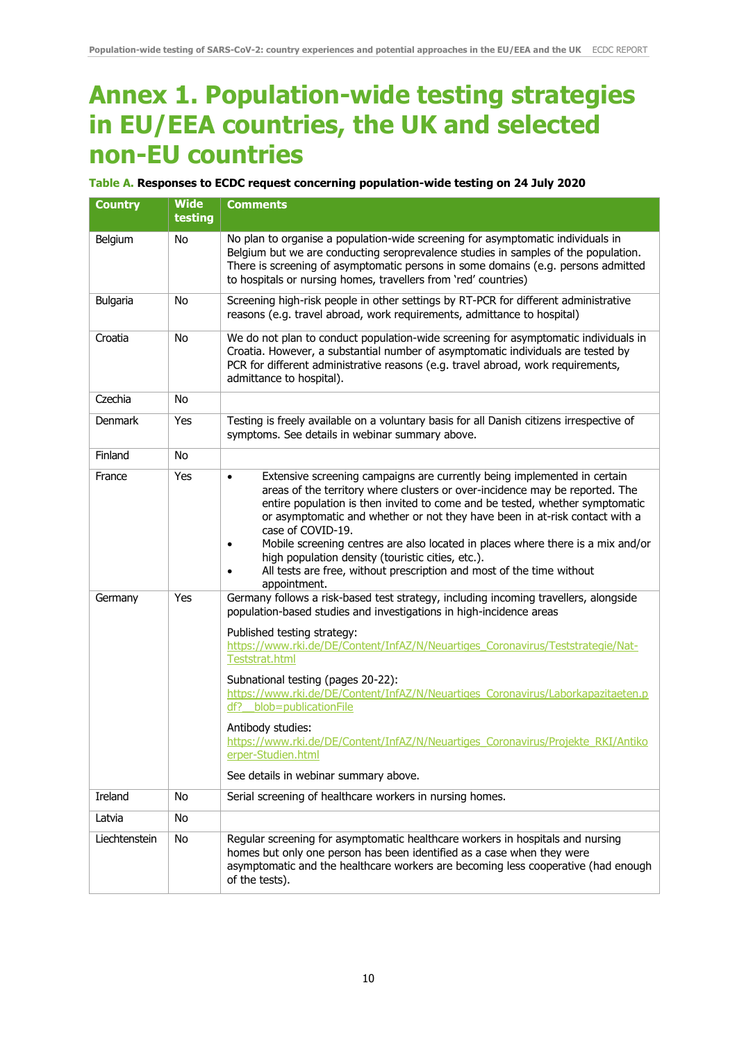# Annex 1. Population-wide testing strategies in EU/EEA countries, the UK and selected non-EU countries

**Table A. Responses to ECDC request concerning population-wide testing on 24 July 2020**

| Country | Wide testing | Comments |
|---|---|---|
| Belgium | No | No plan to organise a population-wide screening for asymptomatic individuals in Belgium but we are conducting seroprevalence studies in samples of the population. There is screening of asymptomatic persons in some domains (e.g. persons admitted to hospitals or nursing homes, travellers from 'red' countries) |
| Bulgaria | No | Screening high-risk people in other settings by RT-PCR for different administrative reasons (e.g. travel abroad, work requirements, admittance to hospital) |
| Croatia | No | We do not plan to conduct population-wide screening for asymptomatic individuals in Croatia. However, a substantial number of asymptomatic individuals are tested by PCR for different administrative reasons (e.g. travel abroad, work requirements, admittance to hospital). |
| Czechia | No | |
| Denmark | Yes | Testing is freely available on a voluntary basis for all Danish citizens irrespective of symptoms. See details in webinar summary above. |
| Finland | No | |
| France | Yes | • Extensive screening campaigns are currently being implemented in certain areas of the territory where clusters or over-incidence may be reported. The entire population is then invited to come and be tested, whether symptomatic or asymptomatic and whether or not they have been in at-risk contact with a case of COVID-19.<br>• Mobile screening centres are also located in places where there is a mix and/or high population density (touristic cities, etc.).<br>• All tests are free, without prescription and most of the time without appointment. |
| Germany | Yes | Germany follows a risk-based test strategy, including incoming travellers, alongside population-based studies and investigations in high-incidence areas<br><br>Published testing strategy: https://www.rki.de/DE/Content/InfAZ/N/Neuartiges_Coronavirus/Teststrategie/Nat-Teststrat.html<br><br>Subnational testing (pages 20-22): https://www.rki.de/DE/Content/InfAZ/N/Neuartiges_Coronavirus/Laborkapazitaeten.pdf?__blob=publicationFile<br><br>Antibody studies: https://www.rki.de/DE/Content/InfAZ/N/Neuartiges_Coronavirus/Projekte_RKI/Antikoerper-Studien.html<br><br>See details in webinar summary above. |
| Ireland | No | Serial screening of healthcare workers in nursing homes. |
| Latvia | No | |
| Liechtenstein | No | Regular screening for asymptomatic healthcare workers in hospitals and nursing homes but only one person has been identified as a case when they were asymptomatic and the healthcare workers are becoming less cooperative (had enough of the tests). |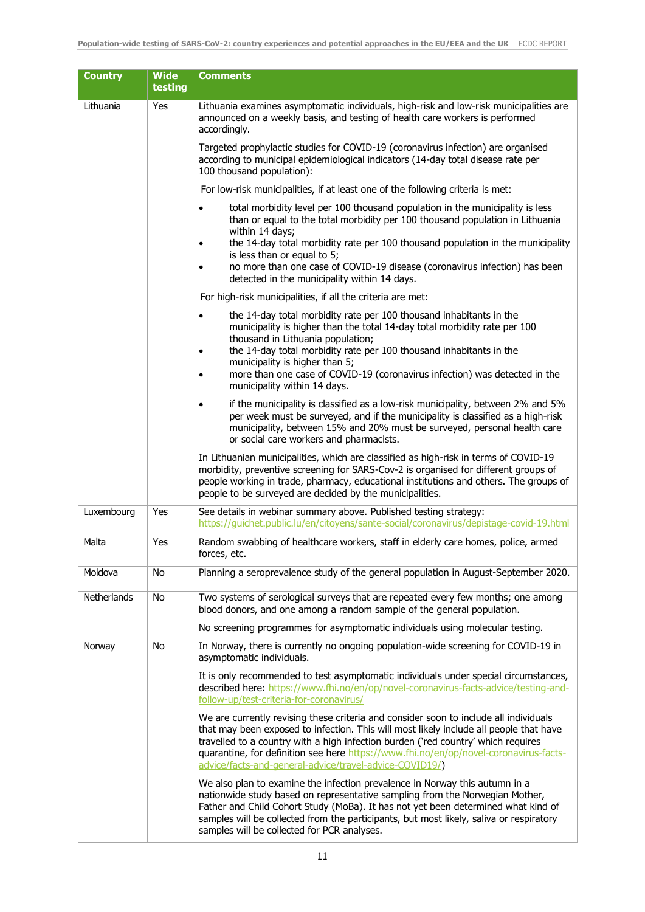| Country | Wide testing | Comments |
|---|---|---|
| Lithuania | Yes | Lithuania examines asymptomatic individuals, high-risk and low-risk municipalities are announced on a weekly basis, and testing of health care workers is performed accordingly.<br><br>Targeted prophylactic studies for COVID-19 (coronavirus infection) are organised according to municipal epidemiological indicators (14-day total disease rate per 100 thousand population):<br><br>For low-risk municipalities, if at least one of the following criteria is met:<br><br>• total morbidity level per 100 thousand population in the municipality is less than or equal to the total morbidity per 100 thousand population in Lithuania within 14 days;<br>• the 14-day total morbidity rate per 100 thousand population in the municipality is less than or equal to 5;<br>• no more than one case of COVID-19 disease (coronavirus infection) has been detected in the municipality within 14 days.<br><br>For high-risk municipalities, if all the criteria are met:<br><br>• the 14-day total morbidity rate per 100 thousand inhabitants in the municipality is higher than the total 14-day total morbidity rate per 100 thousand in Lithuania population;<br>• the 14-day total morbidity rate per 100 thousand inhabitants in the municipality is higher than 5;<br>• more than one case of COVID-19 (coronavirus infection) was detected in the municipality within 14 days.<br><br>• if the municipality is classified as a low-risk municipality, between 2% and 5% per week must be surveyed, and if the municipality is classified as a high-risk municipality, between 15% and 20% must be surveyed, personal health care or social care workers and pharmacists.<br><br>In Lithuanian municipalities, which are classified as high-risk in terms of COVID-19 morbidity, preventive screening for SARS-Cov-2 is organised for different groups of people working in trade, pharmacy, educational institutions and others. The groups of people to be surveyed are decided by the municipalities. |
| Luxembourg | Yes | See details in webinar summary above. Published testing strategy: https://guichet.public.lu/en/citoyens/sante-social/coronavirus/depistage-covid-19.html |
| Malta | Yes | Random swabbing of healthcare workers, staff in elderly care homes, police, armed forces, etc. |
| Moldova | No | Planning a seroprevalence study of the general population in August-September 2020. |
| Netherlands | No | Two systems of serological surveys that are repeated every few months; one among blood donors, and one among a random sample of the general population.<br><br>No screening programmes for asymptomatic individuals using molecular testing. |
| Norway | No | In Norway, there is currently no ongoing population-wide screening for COVID-19 in asymptomatic individuals.<br><br>It is only recommended to test asymptomatic individuals under special circumstances, described here: https://www.fhi.no/en/op/novel-coronavirus-facts-advice/testing-and-follow-up/test-criteria-for-coronavirus/<br><br>We are currently revising these criteria and consider soon to include all individuals that may been exposed to infection. This will most likely include all people that have travelled to a country with a high infection burden ('red country' which requires quarantine, for definition see here https://www.fhi.no/en/op/novel-coronavirus-facts-advice/facts-and-general-advice/travel-advice-COVID19/)<br><br>We also plan to examine the infection prevalence in Norway this autumn in a nationwide study based on representative sampling from the Norwegian Mother, Father and Child Cohort Study (MoBa). It has not yet been determined what kind of samples will be collected from the participants, but most likely, saliva or respiratory samples will be collected for PCR analyses. |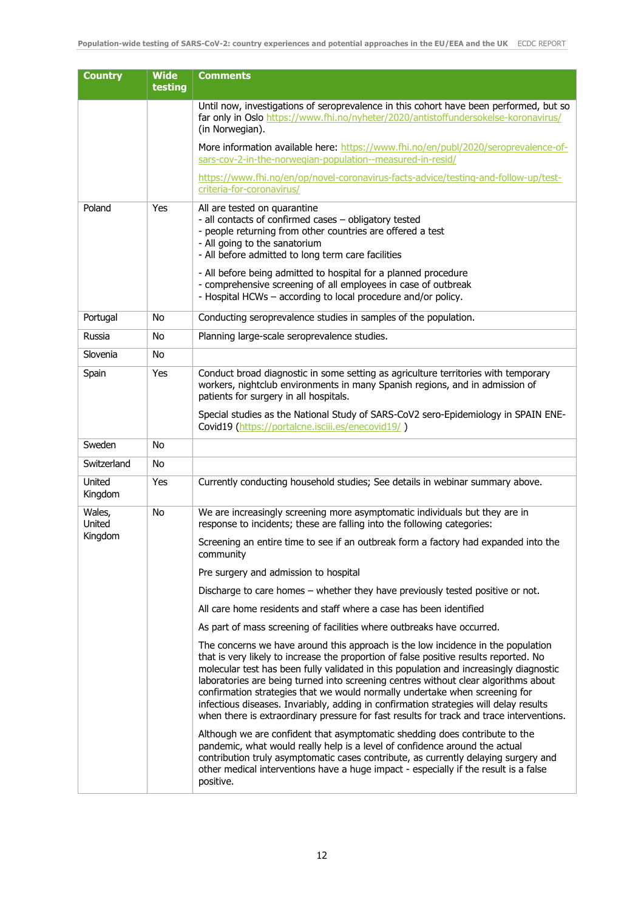| Country | Wide testing | Comments |
| --- | --- | --- |
| | | Until now, investigations of seroprevalence in this cohort have been performed, but so far only in Oslo https://www.fhi.no/nyheter/2020/antistoffundersokelse-koronavirus/ (in Norwegian).<br><br>More information available here: https://www.fhi.no/en/publ/2020/seroprevalence-of-sars-cov-2-in-the-norwegian-population--measured-in-resid/<br><br>https://www.fhi.no/en/op/novel-coronavirus-facts-advice/testing-and-follow-up/test-criteria-for-coronavirus/ |
| Poland | Yes | All are tested on quarantine<br>- all contacts of confirmed cases – obligatory tested<br>- people returning from other countries are offered a test<br>- All going to the sanatorium<br>- All before admitted to long term care facilities<br><br>- All before being admitted to hospital for a planned procedure<br>- comprehensive screening of all employees in case of outbreak<br>- Hospital HCWs – according to local procedure and/or policy. |
| Portugal | No | Conducting seroprevalence studies in samples of the population. |
| Russia | No | Planning large-scale seroprevalence studies. |
| Slovenia | No | |
| Spain | Yes | Conduct broad diagnostic in some setting as agriculture territories with temporary workers, nightclub environments in many Spanish regions, and in admission of patients for surgery in all hospitals.<br><br>Special studies as the National Study of SARS-CoV2 sero-Epidemiology in SPAIN ENE-Covid19 (https://portalcne.isciii.es/enecovid19/ ) |
| Sweden | No | |
| Switzerland | No | |
| United Kingdom | Yes | Currently conducting household studies; See details in webinar summary above. |
| Wales, United Kingdom | No | We are increasingly screening more asymptomatic individuals but they are in response to incidents; these are falling into the following categories:<br><br>Screening an entire time to see if an outbreak form a factory had expanded into the community<br><br>Pre surgery and admission to hospital<br><br>Discharge to care homes – whether they have previously tested positive or not.<br><br>All care home residents and staff where a case has been identified<br><br>As part of mass screening of facilities where outbreaks have occurred.<br><br>The concerns we have around this approach is the low incidence in the population that is very likely to increase the proportion of false positive results reported. No molecular test has been fully validated in this population and increasingly diagnostic laboratories are being turned into screening centres without clear algorithms about confirmation strategies that we would normally undertake when screening for infectious diseases. Invariably, adding in confirmation strategies will delay results when there is extraordinary pressure for fast results for track and trace interventions.<br><br>Although we are confident that asymptomatic shedding does contribute to the pandemic, what would really help is a level of confidence around the actual contribution truly asymptomatic cases contribute, as currently delaying surgery and other medical interventions have a huge impact - especially if the result is a false positive. |